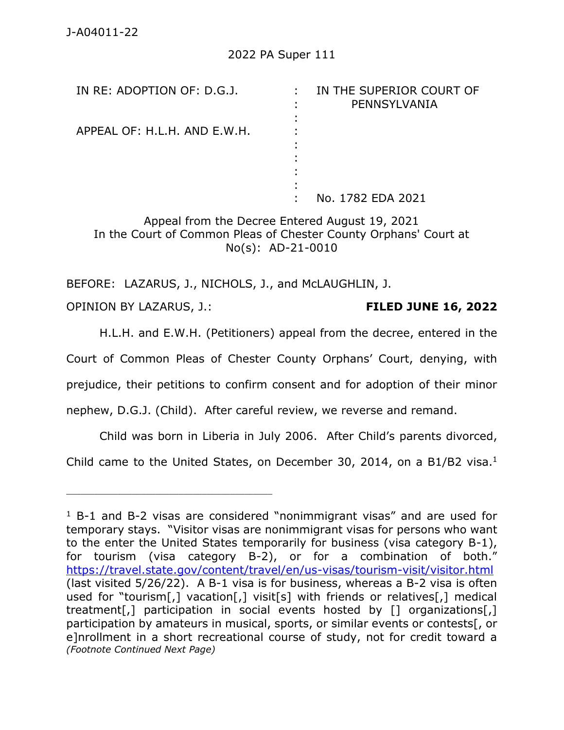J-A04011-22

2022 PA Super 111

| IN RE: ADOPTION OF: D.G.J. | : IN THE SUPERIOR COURT OF PENNSYLVANIA |
|---|---|
| APPEAL OF: H.L.H. AND E.W.H. | : |
| | : No. 1782 EDA 2021 |

Appeal from the Decree Entered August 19, 2021
In the Court of Common Pleas of Chester County Orphans' Court at No(s): AD-21-0010

BEFORE: LAZARUS, J., NICHOLS, J., and McLAUGHLIN, J.

OPINION BY LAZARUS, J.: **FILED JUNE 16, 2022**

H.L.H. and E.W.H. (Petitioners) appeal from the decree, entered in the Court of Common Pleas of Chester County Orphans' Court, denying, with prejudice, their petitions to confirm consent and for adoption of their minor nephew, D.G.J. (Child). After careful review, we reverse and remand.

Child was born in Liberia in July 2006. After Child's parents divorced, Child came to the United States, on December 30, 2014, on a B1/B2 visa.[1]

---

[1] B-1 and B-2 visas are considered "nonimmigrant visas" and are used for temporary stays. "Visitor visas are nonimmigrant visas for persons who want to the enter the United States temporarily for business (visa category B-1), for tourism (visa category B-2), or for a combination of both." https://travel.state.gov/content/travel/en/us-visas/tourism-visit/visitor.html (last visited 5/26/22). A B-1 visa is for business, whereas a B-2 visa is often used for "tourism[,] vacation[,] visit[s] with friends or relatives[,] medical treatment[,] participation in social events hosted by [] organizations[,] participation by amateurs in musical, sports, or similar events or contests[, or e]nrollment in a short recreational course of study, not for credit toward a *(Footnote Continued Next Page)*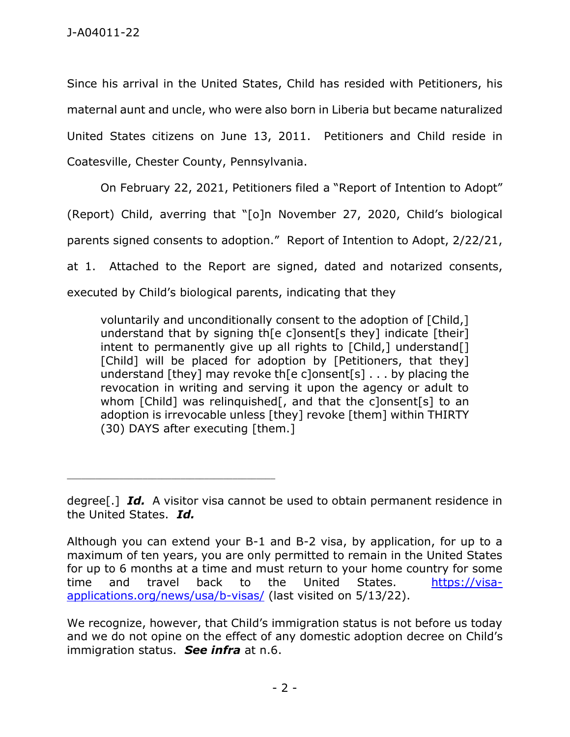Since his arrival in the United States, Child has resided with Petitioners, his maternal aunt and uncle, who were also born in Liberia but became naturalized United States citizens on June 13, 2011. Petitioners and Child reside in Coatesville, Chester County, Pennsylvania.

On February 22, 2021, Petitioners filed a "Report of Intention to Adopt" (Report) Child, averring that "[o]n November 27, 2020, Child's biological parents signed consents to adoption." Report of Intention to Adopt, 2/22/21, at 1. Attached to the Report are signed, dated and notarized consents, executed by Child's biological parents, indicating that they

> voluntarily and unconditionally consent to the adoption of [Child,] understand that by signing th[e c]onsent[s they] indicate [their] intent to permanently give up all rights to [Child,] understand[] [Child] will be placed for adoption by [Petitioners, that they] understand [they] may revoke th[e c]onsent[s] . . . by placing the revocation in writing and serving it upon the agency or adult to whom [Child] was relinquished[, and that the c]onsent[s] to an adoption is irrevocable unless [they] revoke [them] within THIRTY (30) DAYS after executing [them.]

---

degree[.] ***Id.*** A visitor visa cannot be used to obtain permanent residence in the United States. ***Id.***

Although you can extend your B-1 and B-2 visa, by application, for up to a maximum of ten years, you are only permitted to remain in the United States for up to 6 months at a time and must return to your home country for some time and travel back to the United States. https://visa-applications.org/news/usa/b-visas/ (last visited on 5/13/22).

We recognize, however, that Child's immigration status is not before us today and we do not opine on the effect of any domestic adoption decree on Child's immigration status. ***See infra*** at n.6.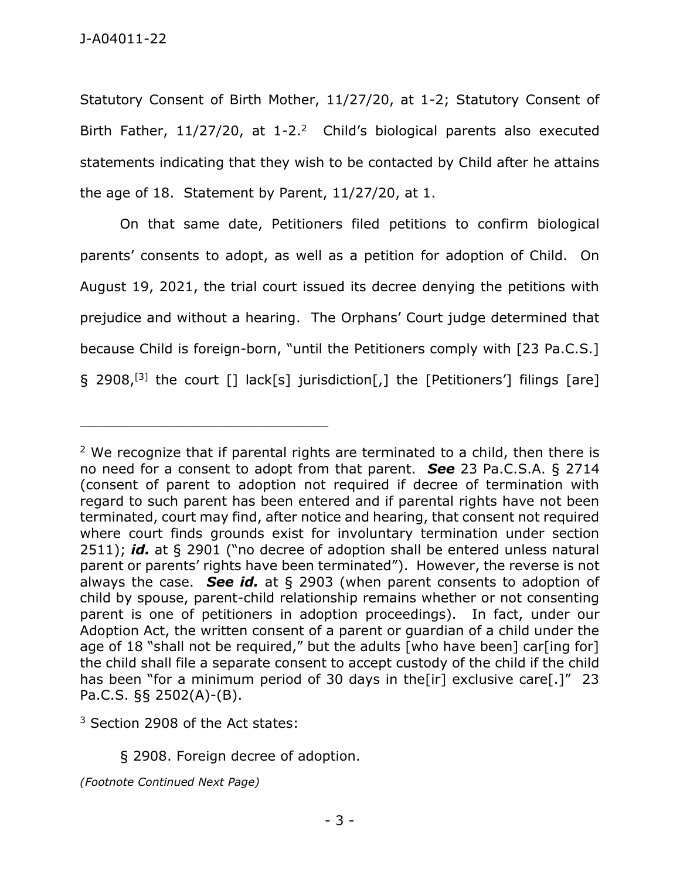Statutory Consent of Birth Mother, 11/27/20, at 1-2; Statutory Consent of Birth Father, 11/27/20, at 1-2.[2] Child's biological parents also executed statements indicating that they wish to be contacted by Child after he attains the age of 18. Statement by Parent, 11/27/20, at 1.

On that same date, Petitioners filed petitions to confirm biological parents' consents to adopt, as well as a petition for adoption of Child. On August 19, 2021, the trial court issued its decree denying the petitions with prejudice and without a hearing. The Orphans' Court judge determined that because Child is foreign-born, "until the Petitioners comply with [23 Pa.C.S.] § 2908,[3] the court [] lack[s] jurisdiction[,] the [Petitioners'] filings [are]

---

[2] We recognize that if parental rights are terminated to a child, then there is no need for a consent to adopt from that parent. ***See*** 23 Pa.C.S.A. § 2714 (consent of parent to adoption not required if decree of termination with regard to such parent has been entered and if parental rights have not been terminated, court may find, after notice and hearing, that consent not required where court finds grounds exist for involuntary termination under section 2511); ***id.*** at § 2901 ("no decree of adoption shall be entered unless natural parent or parents' rights have been terminated"). However, the reverse is not always the case. ***See id.*** at § 2903 (when parent consents to adoption of child by spouse, parent-child relationship remains whether or not consenting parent is one of petitioners in adoption proceedings). In fact, under our Adoption Act, the written consent of a parent or guardian of a child under the age of 18 "shall not be required," but the adults [who have been] car[ing for] the child shall file a separate consent to accept custody of the child if the child has been "for a minimum period of 30 days in the[ir] exclusive care[.]" 23 Pa.C.S. §§ 2502(A)-(B).

[3] Section 2908 of the Act states:

> § 2908. Foreign decree of adoption.

*(Footnote Continued Next Page)*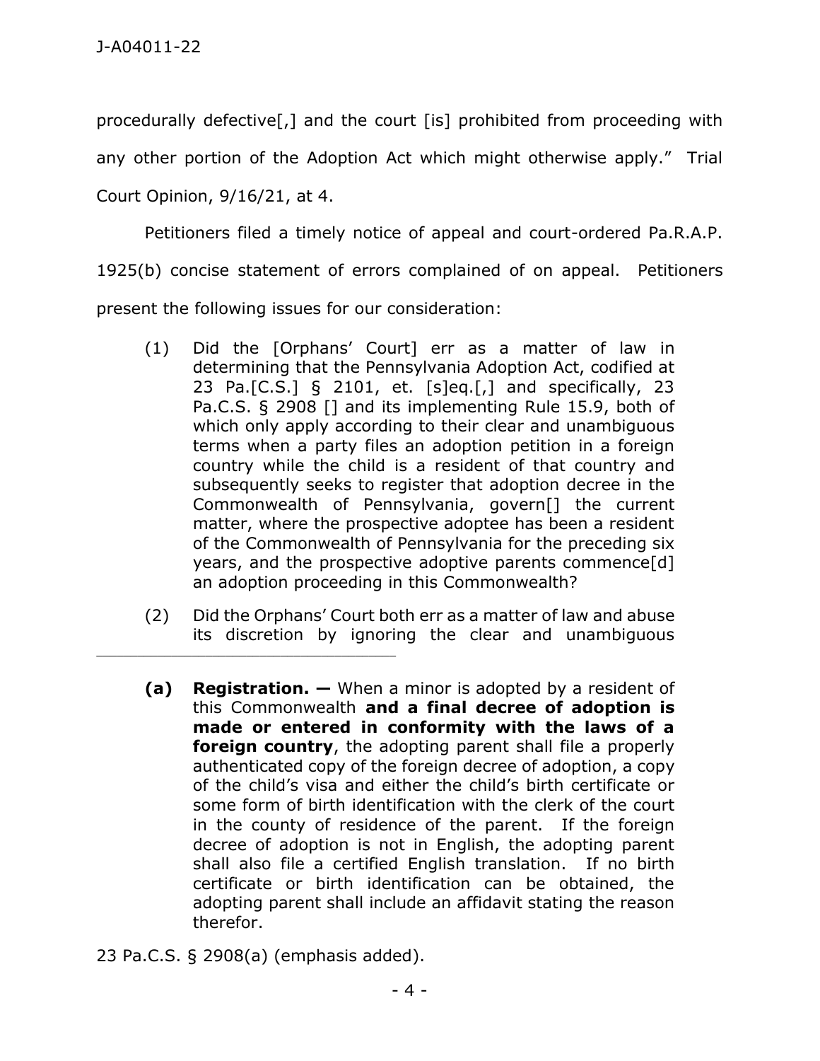procedurally defective[,] and the court [is] prohibited from proceeding with any other portion of the Adoption Act which might otherwise apply." Trial Court Opinion, 9/16/21, at 4.

Petitioners filed a timely notice of appeal and court-ordered Pa.R.A.P. 1925(b) concise statement of errors complained of on appeal. Petitioners present the following issues for our consideration:

> (1) Did the [Orphans' Court] err as a matter of law in determining that the Pennsylvania Adoption Act, codified at 23 Pa.[C.S.] § 2101, et. [s]eq.[,] and specifically, 23 Pa.C.S. § 2908 [] and its implementing Rule 15.9, both of which only apply according to their clear and unambiguous terms when a party files an adoption petition in a foreign country while the child is a resident of that country and subsequently seeks to register that adoption decree in the Commonwealth of Pennsylvania, govern[] the current matter, where the prospective adoptee has been a resident of the Commonwealth of Pennsylvania for the preceding six years, and the prospective adoptive parents commence[d] an adoption proceeding in this Commonwealth?
>
> (2) Did the Orphans' Court both err as a matter of law and abuse its discretion by ignoring the clear and unambiguous

---

> **(a) Registration. —** When a minor is adopted by a resident of this Commonwealth **and a final decree of adoption is made or entered in conformity with the laws of a foreign country**, the adopting parent shall file a properly authenticated copy of the foreign decree of adoption, a copy of the child's visa and either the child's birth certificate or some form of birth identification with the clerk of the court in the county of residence of the parent. If the foreign decree of adoption is not in English, the adopting parent shall also file a certified English translation. If no birth certificate or birth identification can be obtained, the adopting parent shall include an affidavit stating the reason therefor.

23 Pa.C.S. § 2908(a) (emphasis added).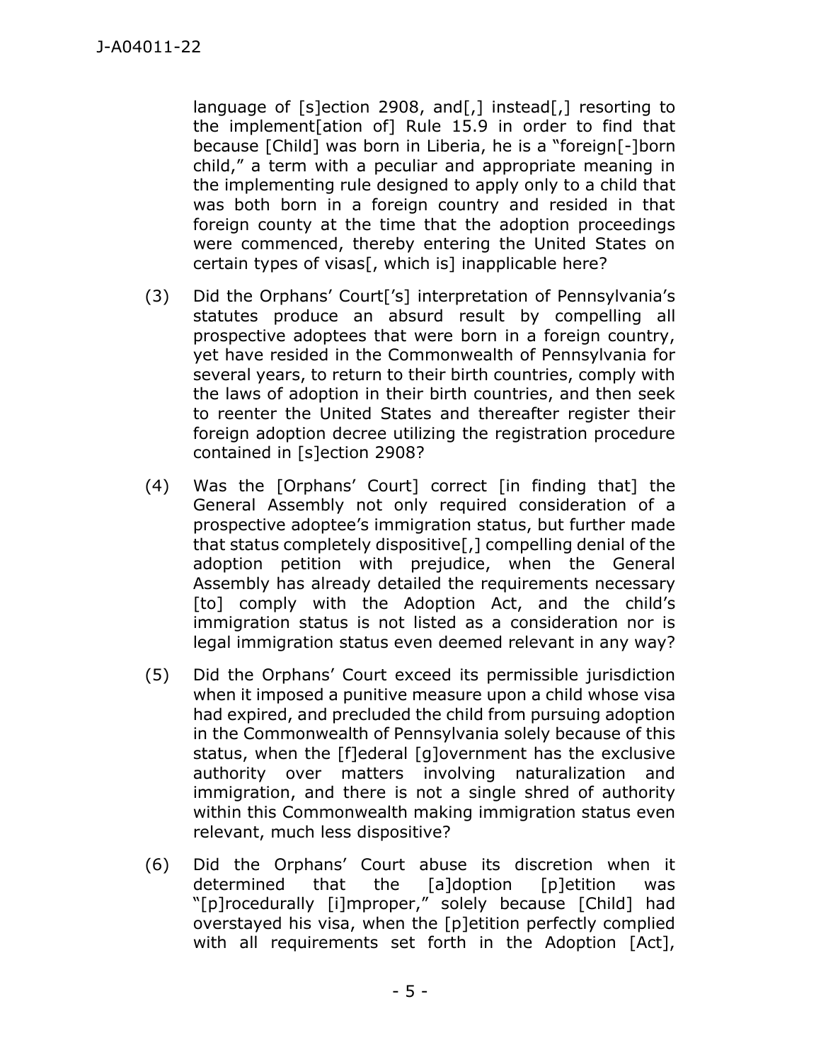language of [s]ection 2908, and[,] instead[,] resorting to the implement[ation of] Rule 15.9 in order to find that because [Child] was born in Liberia, he is a "foreign[-]born child," a term with a peculiar and appropriate meaning in the implementing rule designed to apply only to a child that was both born in a foreign country and resided in that foreign county at the time that the adoption proceedings were commenced, thereby entering the United States on certain types of visas[, which is] inapplicable here?

(3) Did the Orphans' Court['s] interpretation of Pennsylvania's statutes produce an absurd result by compelling all prospective adoptees that were born in a foreign country, yet have resided in the Commonwealth of Pennsylvania for several years, to return to their birth countries, comply with the laws of adoption in their birth countries, and then seek to reenter the United States and thereafter register their foreign adoption decree utilizing the registration procedure contained in [s]ection 2908?

(4) Was the [Orphans' Court] correct [in finding that] the General Assembly not only required consideration of a prospective adoptee's immigration status, but further made that status completely dispositive[,] compelling denial of the adoption petition with prejudice, when the General Assembly has already detailed the requirements necessary [to] comply with the Adoption Act, and the child's immigration status is not listed as a consideration nor is legal immigration status even deemed relevant in any way?

(5) Did the Orphans' Court exceed its permissible jurisdiction when it imposed a punitive measure upon a child whose visa had expired, and precluded the child from pursuing adoption in the Commonwealth of Pennsylvania solely because of this status, when the [f]ederal [g]overnment has the exclusive authority over matters involving naturalization and immigration, and there is not a single shred of authority within this Commonwealth making immigration status even relevant, much less dispositive?

(6) Did the Orphans' Court abuse its discretion when it determined that the [a]doption [p]etition was "[p]rocedurally [i]mproper," solely because [Child] had overstayed his visa, when the [p]etition perfectly complied with all requirements set forth in the Adoption [Act],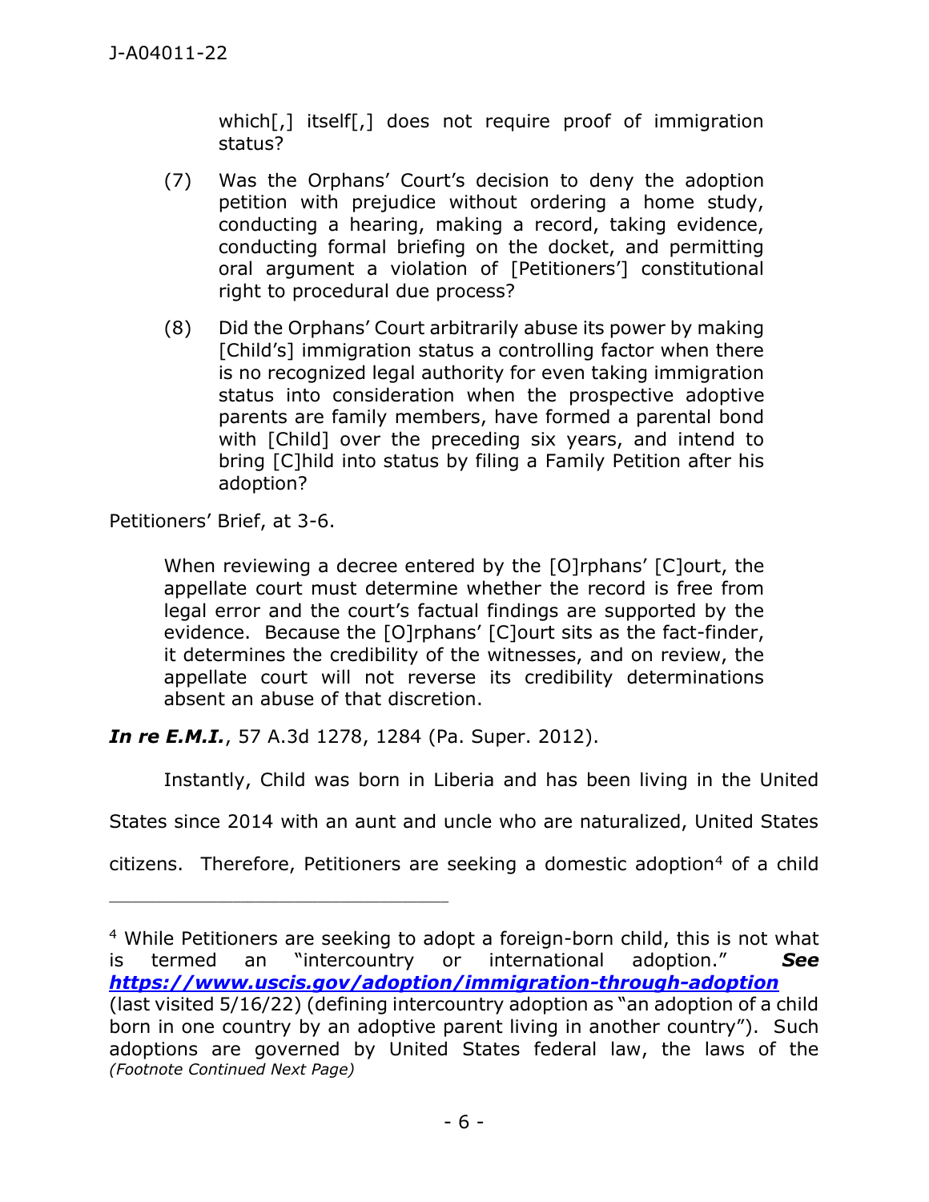> which[,] itself[,] does not require proof of immigration status?

> (7) Was the Orphans' Court's decision to deny the adoption petition with prejudice without ordering a home study, conducting a hearing, making a record, taking evidence, conducting formal briefing on the docket, and permitting oral argument a violation of [Petitioners'] constitutional right to procedural due process?
>
> (8) Did the Orphans' Court arbitrarily abuse its power by making [Child's] immigration status a controlling factor when there is no recognized legal authority for even taking immigration status into consideration when the prospective adoptive parents are family members, have formed a parental bond with [Child] over the preceding six years, and intend to bring [C]hild into status by filing a Family Petition after his adoption?

Petitioners' Brief, at 3-6.

> When reviewing a decree entered by the [O]rphans' [C]ourt, the appellate court must determine whether the record is free from legal error and the court's factual findings are supported by the evidence. Because the [O]rphans' [C]ourt sits as the fact-finder, it determines the credibility of the witnesses, and on review, the appellate court will not reverse its credibility determinations absent an abuse of that discretion.

***In re E.M.I.***, 57 A.3d 1278, 1284 (Pa. Super. 2012).

Instantly, Child was born in Liberia and has been living in the United States since 2014 with an aunt and uncle who are naturalized, United States citizens. Therefore, Petitioners are seeking a domestic adoption[4] of a child

---

[4] While Petitioners are seeking to adopt a foreign-born child, this is not what is termed an "intercountry or international adoption." ***See*** ***https://www.uscis.gov/adoption/immigration-through-adoption*** (last visited 5/16/22) (defining intercountry adoption as "an adoption of a child born in one country by an adoptive parent living in another country"). Such adoptions are governed by United States federal law, the laws of the *(Footnote Continued Next Page)*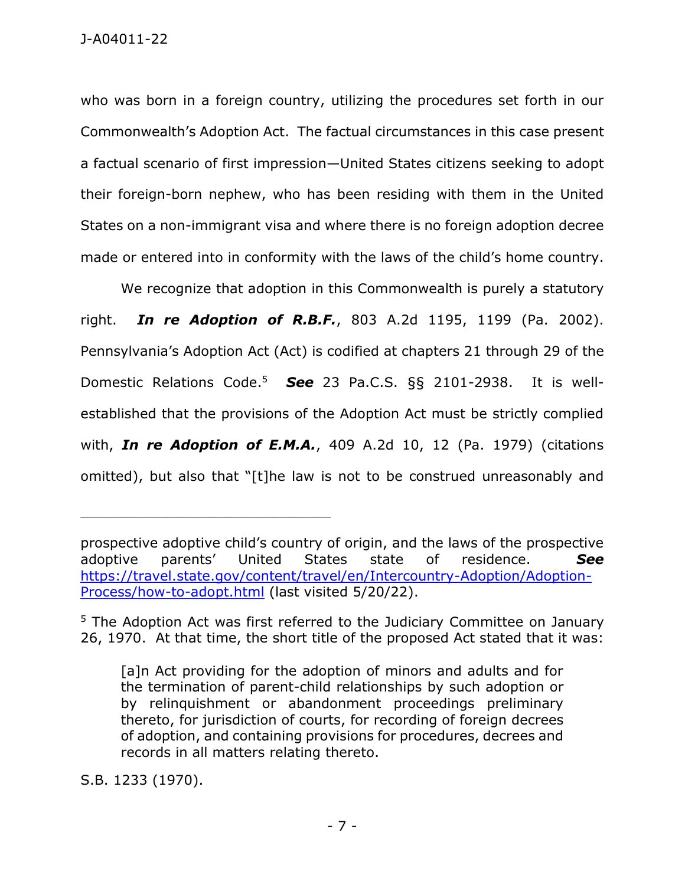who was born in a foreign country, utilizing the procedures set forth in our Commonwealth's Adoption Act. The factual circumstances in this case present a factual scenario of first impression—United States citizens seeking to adopt their foreign-born nephew, who has been residing with them in the United States on a non-immigrant visa and where there is no foreign adoption decree made or entered into in conformity with the laws of the child's home country.

We recognize that adoption in this Commonwealth is purely a statutory right. ***In re Adoption of R.B.F.***, 803 A.2d 1195, 1199 (Pa. 2002). Pennsylvania's Adoption Act (Act) is codified at chapters 21 through 29 of the Domestic Relations Code.[5] ***See*** 23 Pa.C.S. §§ 2101-2938. It is well-established that the provisions of the Adoption Act must be strictly complied with, ***In re Adoption of E.M.A.***, 409 A.2d 10, 12 (Pa. 1979) (citations omitted), but also that "[t]he law is not to be construed unreasonably and

---

prospective adoptive child's country of origin, and the laws of the prospective adoptive parents' United States state of residence. ***See*** https://travel.state.gov/content/travel/en/Intercountry-Adoption/Adoption-Process/how-to-adopt.html (last visited 5/20/22).

[5] The Adoption Act was first referred to the Judiciary Committee on January 26, 1970. At that time, the short title of the proposed Act stated that it was:

> [a]n Act providing for the adoption of minors and adults and for the termination of parent-child relationships by such adoption or by relinquishment or abandonment proceedings preliminary thereto, for jurisdiction of courts, for recording of foreign decrees of adoption, and containing provisions for procedures, decrees and records in all matters relating thereto.

S.B. 1233 (1970).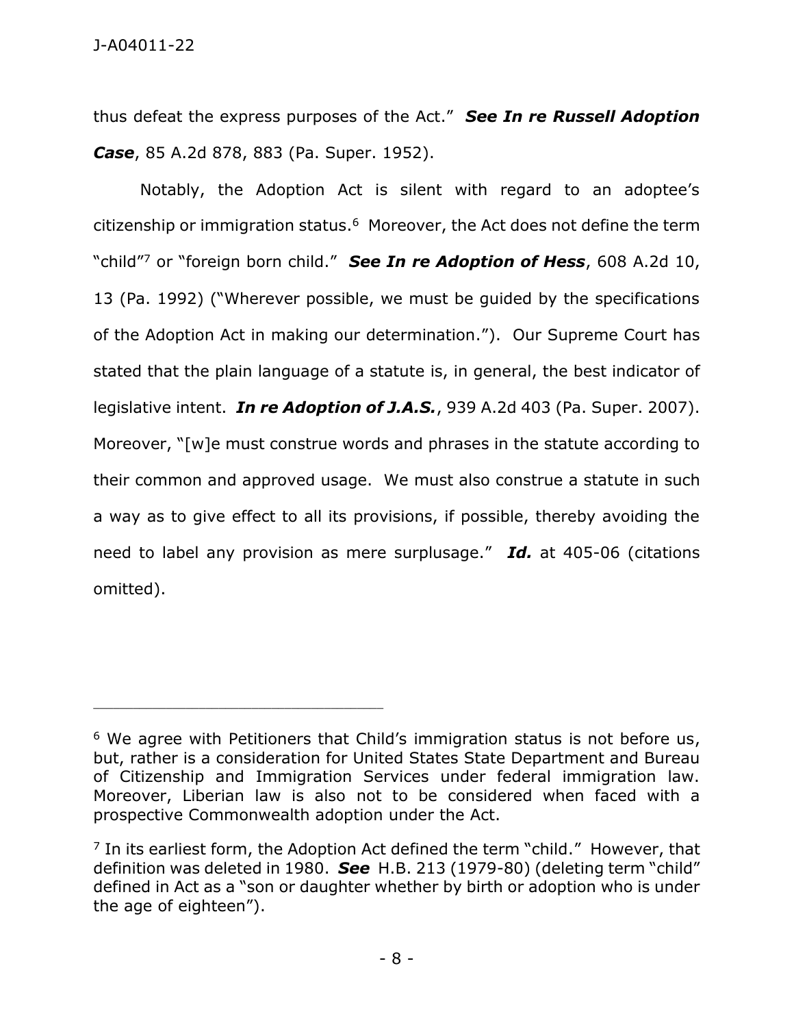thus defeat the express purposes of the Act." ***See In re Russell Adoption Case***, 85 A.2d 878, 883 (Pa. Super. 1952).

Notably, the Adoption Act is silent with regard to an adoptee's citizenship or immigration status.[6] Moreover, the Act does not define the term "child"[7] or "foreign born child." ***See In re Adoption of Hess***, 608 A.2d 10, 13 (Pa. 1992) ("Wherever possible, we must be guided by the specifications of the Adoption Act in making our determination."). Our Supreme Court has stated that the plain language of a statute is, in general, the best indicator of legislative intent. ***In re Adoption of J.A.S.***, 939 A.2d 403 (Pa. Super. 2007). Moreover, "[w]e must construe words and phrases in the statute according to their common and approved usage. We must also construe a statute in such a way as to give effect to all its provisions, if possible, thereby avoiding the need to label any provision as mere surplusage." ***Id.*** at 405-06 (citations omitted).

---

[6] We agree with Petitioners that Child's immigration status is not before us, but, rather is a consideration for United States State Department and Bureau of Citizenship and Immigration Services under federal immigration law. Moreover, Liberian law is also not to be considered when faced with a prospective Commonwealth adoption under the Act.

[7] In its earliest form, the Adoption Act defined the term "child." However, that definition was deleted in 1980. ***See*** H.B. 213 (1979-80) (deleting term "child" defined in Act as a "son or daughter whether by birth or adoption who is under the age of eighteen").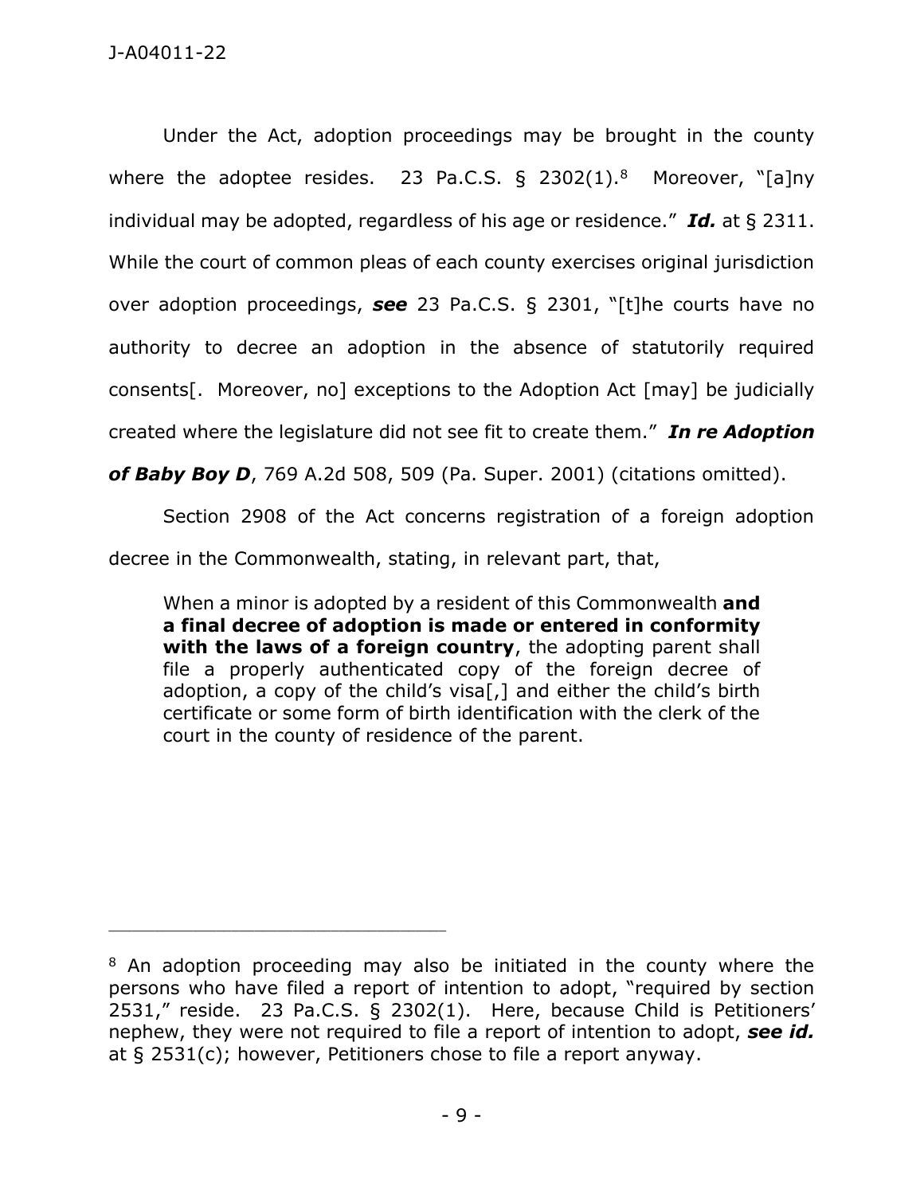Under the Act, adoption proceedings may be brought in the county where the adoptee resides. 23 Pa.C.S. § 2302(1).[8] Moreover, "[a]ny individual may be adopted, regardless of his age or residence." ***Id.*** at § 2311. While the court of common pleas of each county exercises original jurisdiction over adoption proceedings, ***see*** 23 Pa.C.S. § 2301, "[t]he courts have no authority to decree an adoption in the absence of statutorily required consents[. Moreover, no] exceptions to the Adoption Act [may] be judicially created where the legislature did not see fit to create them." ***In re Adoption of Baby Boy D***, 769 A.2d 508, 509 (Pa. Super. 2001) (citations omitted).

Section 2908 of the Act concerns registration of a foreign adoption decree in the Commonwealth, stating, in relevant part, that,

> When a minor is adopted by a resident of this Commonwealth **and a final decree of adoption is made or entered in conformity with the laws of a foreign country**, the adopting parent shall file a properly authenticated copy of the foreign decree of adoption, a copy of the child's visa[,] and either the child's birth certificate or some form of birth identification with the clerk of the court in the county of residence of the parent.

---

[8] An adoption proceeding may also be initiated in the county where the persons who have filed a report of intention to adopt, "required by section 2531," reside. 23 Pa.C.S. § 2302(1). Here, because Child is Petitioners' nephew, they were not required to file a report of intention to adopt, ***see id.*** at § 2531(c); however, Petitioners chose to file a report anyway.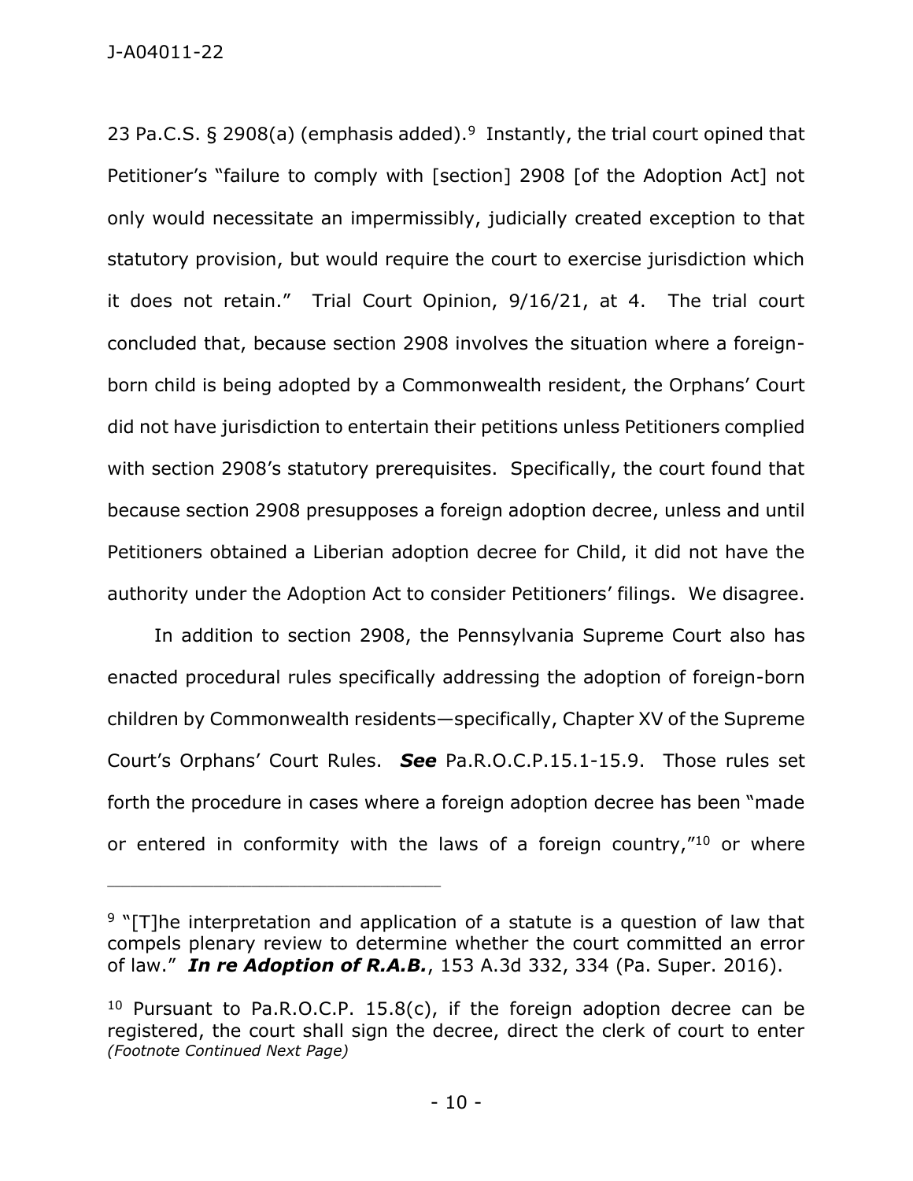23 Pa.C.S. § 2908(a) (emphasis added).[9] Instantly, the trial court opined that Petitioner's "failure to comply with [section] 2908 [of the Adoption Act] not only would necessitate an impermissibly, judicially created exception to that statutory provision, but would require the court to exercise jurisdiction which it does not retain." Trial Court Opinion, 9/16/21, at 4. The trial court concluded that, because section 2908 involves the situation where a foreign-born child is being adopted by a Commonwealth resident, the Orphans' Court did not have jurisdiction to entertain their petitions unless Petitioners complied with section 2908's statutory prerequisites. Specifically, the court found that because section 2908 presupposes a foreign adoption decree, unless and until Petitioners obtained a Liberian adoption decree for Child, it did not have the authority under the Adoption Act to consider Petitioners' filings. We disagree.

In addition to section 2908, the Pennsylvania Supreme Court also has enacted procedural rules specifically addressing the adoption of foreign-born children by Commonwealth residents—specifically, Chapter XV of the Supreme Court's Orphans' Court Rules. ***See*** Pa.R.O.C.P.15.1-15.9. Those rules set forth the procedure in cases where a foreign adoption decree has been "made or entered in conformity with the laws of a foreign country,"[10] or where

---

[9] "[T]he interpretation and application of a statute is a question of law that compels plenary review to determine whether the court committed an error of law." ***In re Adoption of R.A.B.***, 153 A.3d 332, 334 (Pa. Super. 2016).

[10] Pursuant to Pa.R.O.C.P. 15.8(c), if the foreign adoption decree can be registered, the court shall sign the decree, direct the clerk of court to enter *(Footnote Continued Next Page)*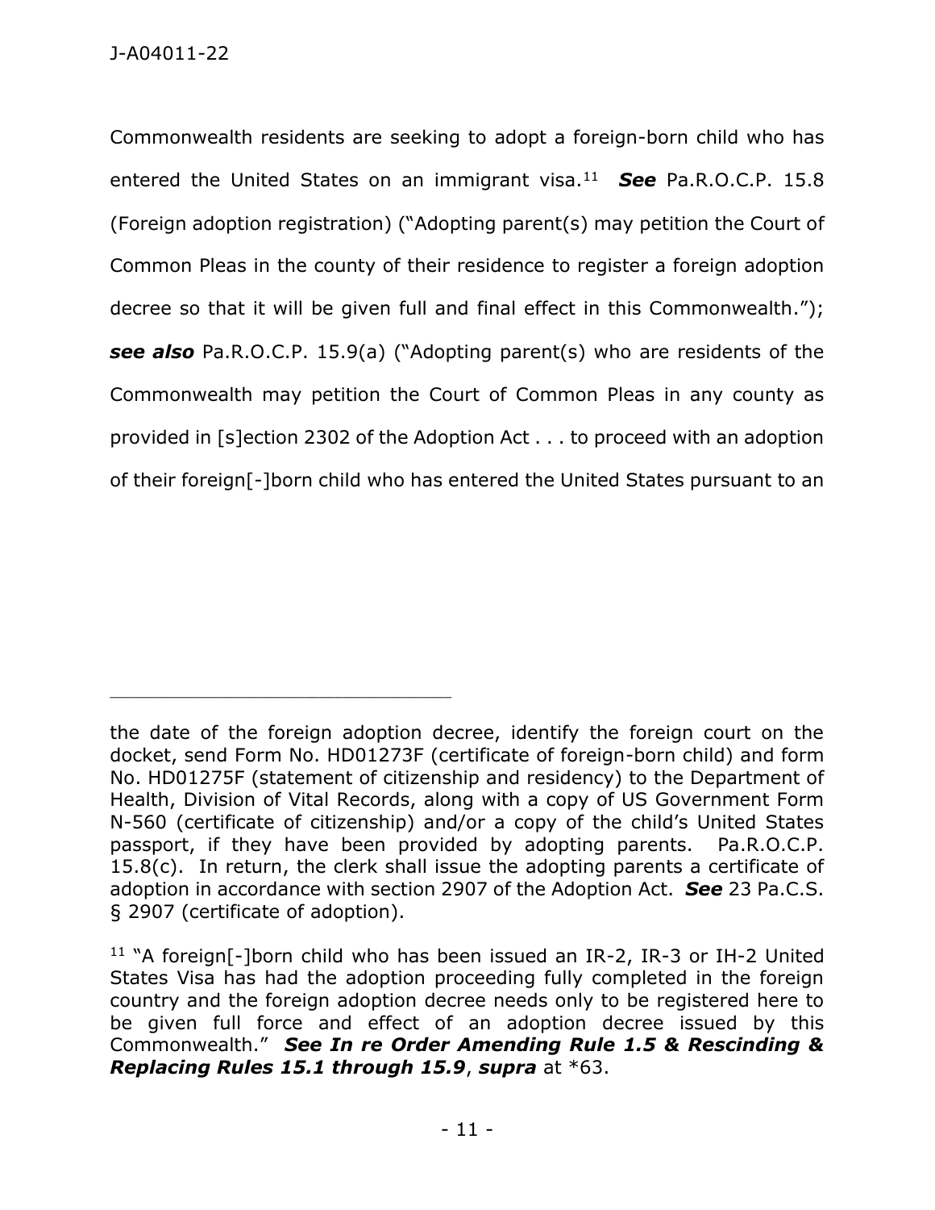Commonwealth residents are seeking to adopt a foreign-born child who has entered the United States on an immigrant visa.[11] ***See*** Pa.R.O.C.P. 15.8 (Foreign adoption registration) ("Adopting parent(s) may petition the Court of Common Pleas in the county of their residence to register a foreign adoption decree so that it will be given full and final effect in this Commonwealth."); ***see also*** Pa.R.O.C.P. 15.9(a) ("Adopting parent(s) who are residents of the Commonwealth may petition the Court of Common Pleas in any county as provided in [s]ection 2302 of the Adoption Act . . . to proceed with an adoption of their foreign[-]born child who has entered the United States pursuant to an

---

the date of the foreign adoption decree, identify the foreign court on the docket, send Form No. HD01273F (certificate of foreign-born child) and form No. HD01275F (statement of citizenship and residency) to the Department of Health, Division of Vital Records, along with a copy of US Government Form N-560 (certificate of citizenship) and/or a copy of the child's United States passport, if they have been provided by adopting parents. Pa.R.O.C.P. 15.8(c). In return, the clerk shall issue the adopting parents a certificate of adoption in accordance with section 2907 of the Adoption Act. ***See*** 23 Pa.C.S. § 2907 (certificate of adoption).

[11] "A foreign[-]born child who has been issued an IR-2, IR-3 or IH-2 United States Visa has had the adoption proceeding fully completed in the foreign country and the foreign adoption decree needs only to be registered here to be given full force and effect of an adoption decree issued by this Commonwealth." ***See In re Order Amending Rule 1.5 & Rescinding & Replacing Rules 15.1 through 15.9***, ***supra*** at *63.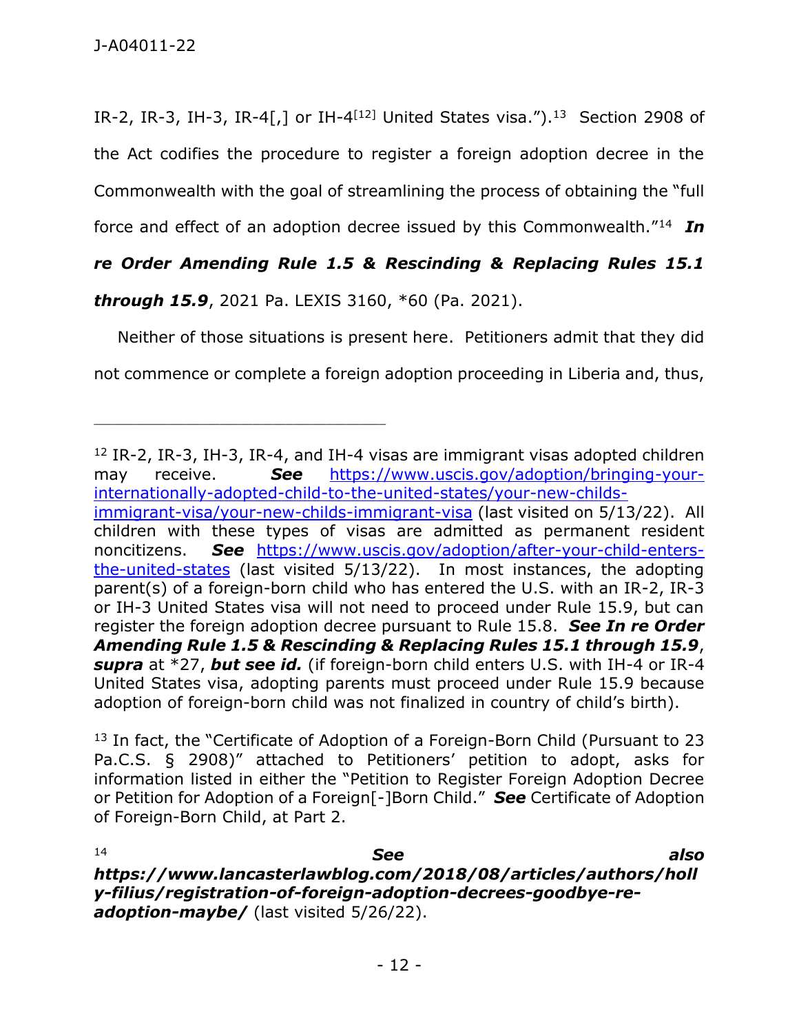IR-2, IR-3, IH-3, IR-4[,] or IH-4[12] United States visa.").[13] Section 2908 of the Act codifies the procedure to register a foreign adoption decree in the Commonwealth with the goal of streamlining the process of obtaining the "full force and effect of an adoption decree issued by this Commonwealth."[14] ***In re Order Amending Rule 1.5 & Rescinding & Replacing Rules 15.1 through 15.9***, 2021 Pa. LEXIS 3160, *60 (Pa. 2021).

Neither of those situations is present here. Petitioners admit that they did not commence or complete a foreign adoption proceeding in Liberia and, thus,

---

[12] IR-2, IR-3, IH-3, IR-4, and IH-4 visas are immigrant visas adopted children may receive. ***See*** https://www.uscis.gov/adoption/bringing-your-internationally-adopted-child-to-the-united-states/your-new-childs-immigrant-visa/your-new-childs-immigrant-visa (last visited on 5/13/22). All children with these types of visas are admitted as permanent resident noncitizens. ***See*** https://www.uscis.gov/adoption/after-your-child-enters-the-united-states (last visited 5/13/22). In most instances, the adopting parent(s) of a foreign-born child who has entered the U.S. with an IR-2, IR-3 or IH-3 United States visa will not need to proceed under Rule 15.9, but can register the foreign adoption decree pursuant to Rule 15.8. ***See In re Order Amending Rule 1.5 & Rescinding & Replacing Rules 15.1 through 15.9***, ***supra*** at *27, ***but see id.*** (if foreign-born child enters U.S. with IH-4 or IR-4 United States visa, adopting parents must proceed under Rule 15.9 because adoption of foreign-born child was not finalized in country of child's birth).

[13] In fact, the "Certificate of Adoption of a Foreign-Born Child (Pursuant to 23 Pa.C.S. § 2908)" attached to Petitioners' petition to adopt, asks for information listed in either the "Petition to Register Foreign Adoption Decree or Petition for Adoption of a Foreign[-]Born Child." ***See*** Certificate of Adoption of Foreign-Born Child, at Part 2.

[14] ***See also https://www.lancasterlawblog.com/2018/08/articles/authors/holly-filius/registration-of-foreign-adoption-decrees-goodbye-re-adoption-maybe/*** (last visited 5/26/22).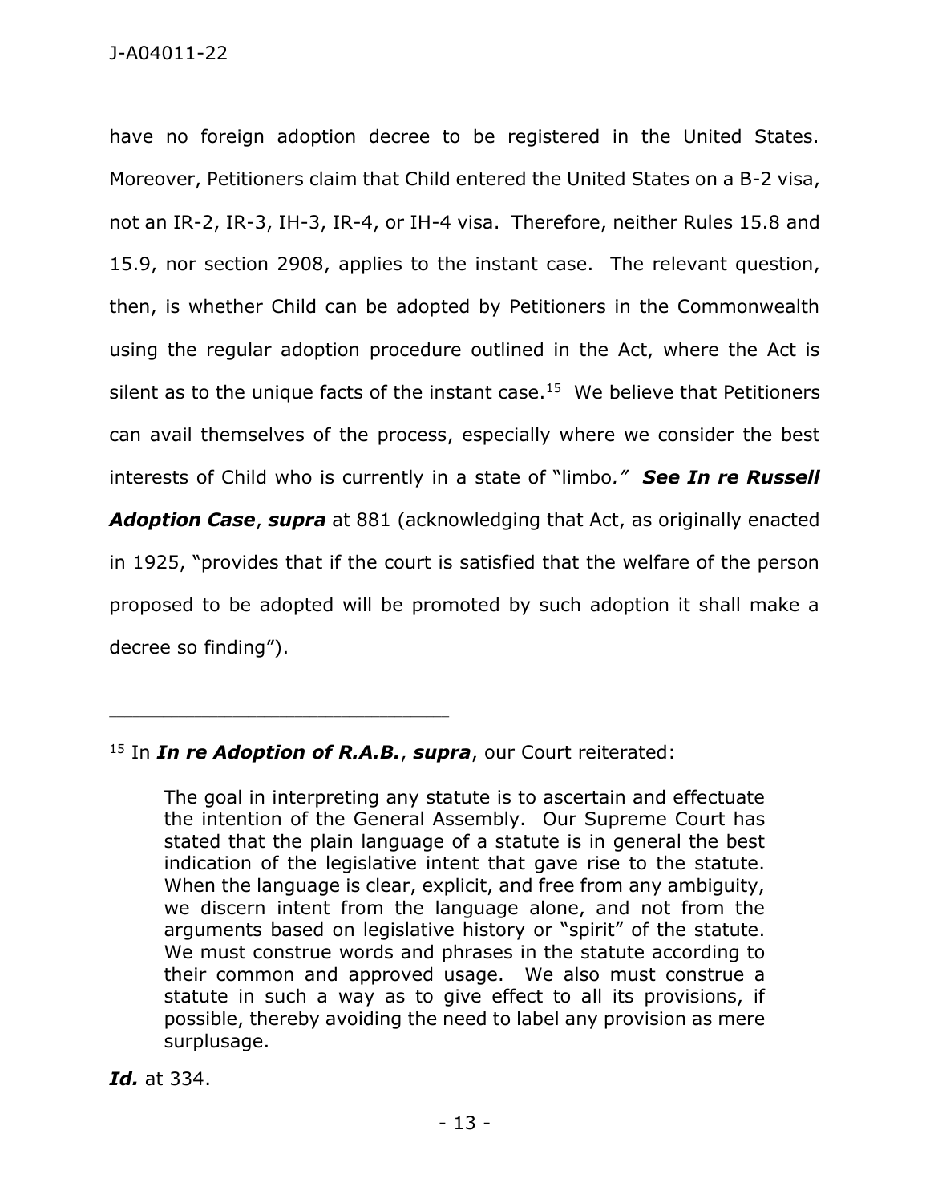have no foreign adoption decree to be registered in the United States. Moreover, Petitioners claim that Child entered the United States on a B-2 visa, not an IR-2, IR-3, IH-3, IR-4, or IH-4 visa. Therefore, neither Rules 15.8 and 15.9, nor section 2908, applies to the instant case. The relevant question, then, is whether Child can be adopted by Petitioners in the Commonwealth using the regular adoption procedure outlined in the Act, where the Act is silent as to the unique facts of the instant case.[15] We believe that Petitioners can avail themselves of the process, especially where we consider the best interests of Child who is currently in a state of "limbo." ***See In re Russell Adoption Case***, ***supra*** at 881 (acknowledging that Act, as originally enacted in 1925, "provides that if the court is satisfied that the welfare of the person proposed to be adopted will be promoted by such adoption it shall make a decree so finding").

---

[15] In ***In re Adoption of R.A.B.***, ***supra***, our Court reiterated:

> The goal in interpreting any statute is to ascertain and effectuate the intention of the General Assembly. Our Supreme Court has stated that the plain language of a statute is in general the best indication of the legislative intent that gave rise to the statute. When the language is clear, explicit, and free from any ambiguity, we discern intent from the language alone, and not from the arguments based on legislative history or "spirit" of the statute. We must construe words and phrases in the statute according to their common and approved usage. We also must construe a statute in such a way as to give effect to all its provisions, if possible, thereby avoiding the need to label any provision as mere surplusage.

***Id.*** at 334.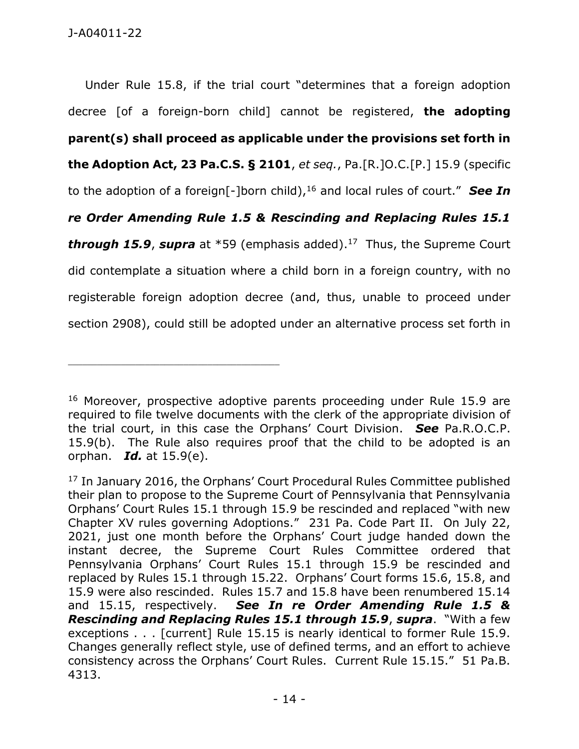Under Rule 15.8, if the trial court "determines that a foreign adoption decree [of a foreign-born child] cannot be registered, **the adopting parent(s) shall proceed as applicable under the provisions set forth in the Adoption Act, 23 Pa.C.S. § 2101**, *et seq.*, Pa.[R.]O.C.[P.] 15.9 (specific to the adoption of a foreign[-]born child),[16] and local rules of court." ***See In re Order Amending Rule 1.5 & Rescinding and Replacing Rules 15.1 through 15.9***, ***supra*** at *59 (emphasis added).[17] Thus, the Supreme Court did contemplate a situation where a child born in a foreign country, with no registerable foreign adoption decree (and, thus, unable to proceed under section 2908), could still be adopted under an alternative process set forth in

---

[16] Moreover, prospective adoptive parents proceeding under Rule 15.9 are required to file twelve documents with the clerk of the appropriate division of the trial court, in this case the Orphans' Court Division. ***See*** Pa.R.O.C.P. 15.9(b). The Rule also requires proof that the child to be adopted is an orphan. ***Id.*** at 15.9(e).

[17] In January 2016, the Orphans' Court Procedural Rules Committee published their plan to propose to the Supreme Court of Pennsylvania that Pennsylvania Orphans' Court Rules 15.1 through 15.9 be rescinded and replaced "with new Chapter XV rules governing Adoptions." 231 Pa. Code Part II. On July 22, 2021, just one month before the Orphans' Court judge handed down the instant decree, the Supreme Court Rules Committee ordered that Pennsylvania Orphans' Court Rules 15.1 through 15.9 be rescinded and replaced by Rules 15.1 through 15.22. Orphans' Court forms 15.6, 15.8, and 15.9 were also rescinded. Rules 15.7 and 15.8 have been renumbered 15.14 and 15.15, respectively. ***See In re Order Amending Rule 1.5 & Rescinding and Replacing Rules 15.1 through 15.9***, ***supra***. "With a few exceptions . . . [current] Rule 15.15 is nearly identical to former Rule 15.9. Changes generally reflect style, use of defined terms, and an effort to achieve consistency across the Orphans' Court Rules. Current Rule 15.15." 51 Pa.B. 4313.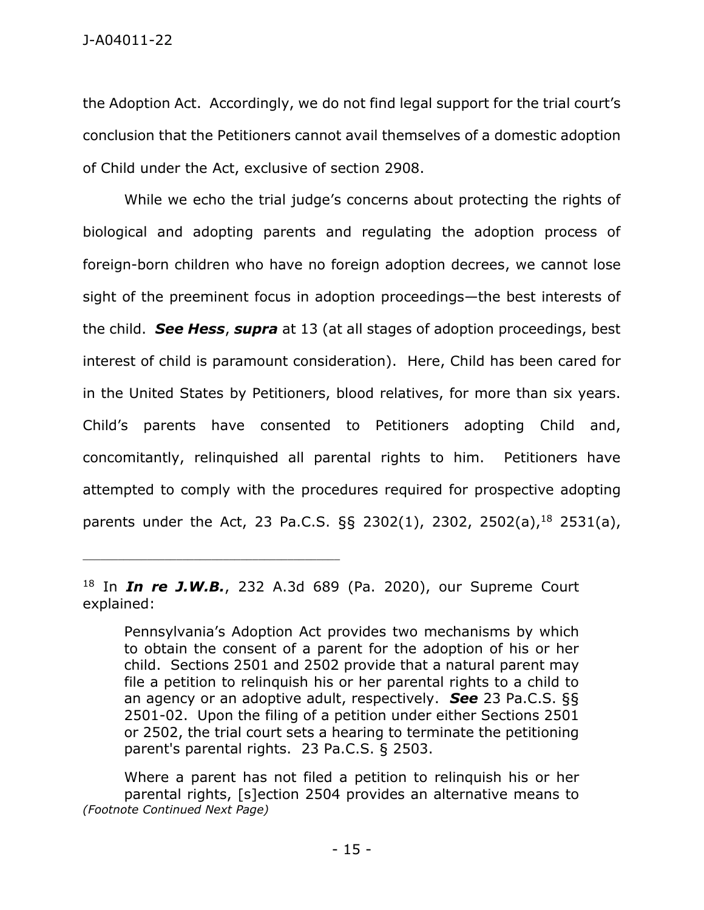the Adoption Act. Accordingly, we do not find legal support for the trial court's conclusion that the Petitioners cannot avail themselves of a domestic adoption of Child under the Act, exclusive of section 2908.

While we echo the trial judge's concerns about protecting the rights of biological and adopting parents and regulating the adoption process of foreign-born children who have no foreign adoption decrees, we cannot lose sight of the preeminent focus in adoption proceedings—the best interests of the child. ***See Hess***, ***supra*** at 13 (at all stages of adoption proceedings, best interest of child is paramount consideration). Here, Child has been cared for in the United States by Petitioners, blood relatives, for more than six years. Child's parents have consented to Petitioners adopting Child and, concomitantly, relinquished all parental rights to him. Petitioners have attempted to comply with the procedures required for prospective adopting parents under the Act, 23 Pa.C.S. §§ 2302(1), 2302, 2502(a),[18] 2531(a),

---

[18] In ***In re J.W.B.***, 232 A.3d 689 (Pa. 2020), our Supreme Court explained:

> Pennsylvania's Adoption Act provides two mechanisms by which to obtain the consent of a parent for the adoption of his or her child. Sections 2501 and 2502 provide that a natural parent may file a petition to relinquish his or her parental rights to a child to an agency or an adoptive adult, respectively. ***See*** 23 Pa.C.S. §§ 2501-02. Upon the filing of a petition under either Sections 2501 or 2502, the trial court sets a hearing to terminate the petitioning parent's parental rights. 23 Pa.C.S. § 2503.
>
> Where a parent has not filed a petition to relinquish his or her parental rights, [s]ection 2504 provides an alternative means to

*(Footnote Continued Next Page)*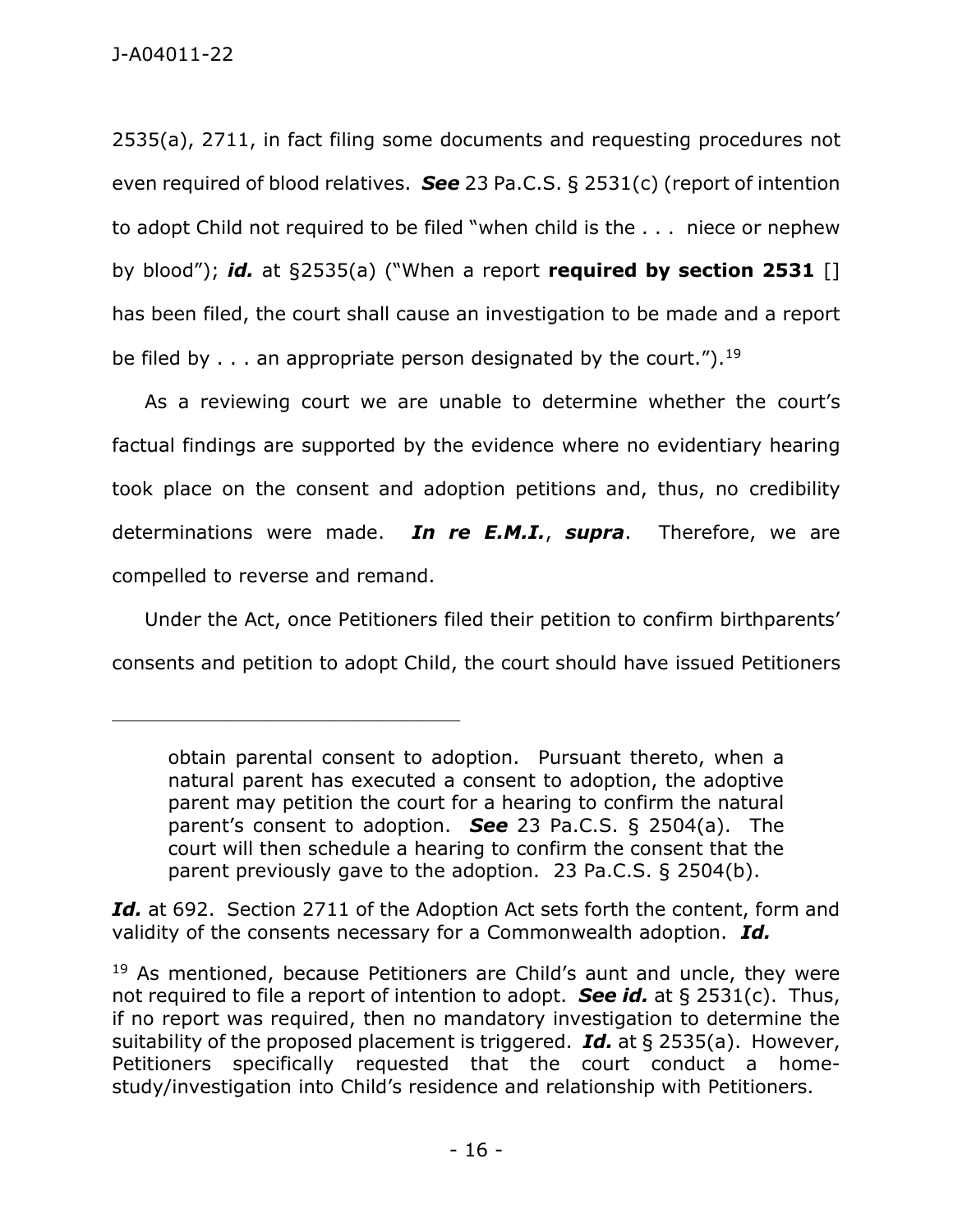2535(a), 2711, in fact filing some documents and requesting procedures not even required of blood relatives. ***See*** 23 Pa.C.S. § 2531(c) (report of intention to adopt Child not required to be filed "when child is the . . . niece or nephew by blood"); ***id.*** at §2535(a) ("When a report **required by section 2531** [] has been filed, the court shall cause an investigation to be made and a report be filed by . . . an appropriate person designated by the court.").[19]

As a reviewing court we are unable to determine whether the court's factual findings are supported by the evidence where no evidentiary hearing took place on the consent and adoption petitions and, thus, no credibility determinations were made. ***In re E.M.I.***, ***supra***. Therefore, we are compelled to reverse and remand.

Under the Act, once Petitioners filed their petition to confirm birthparents' consents and petition to adopt Child, the court should have issued Petitioners

---

> obtain parental consent to adoption. Pursuant thereto, when a natural parent has executed a consent to adoption, the adoptive parent may petition the court for a hearing to confirm the natural parent's consent to adoption. ***See*** 23 Pa.C.S. § 2504(a). The court will then schedule a hearing to confirm the consent that the parent previously gave to the adoption. 23 Pa.C.S. § 2504(b).

***Id.*** at 692. Section 2711 of the Adoption Act sets forth the content, form and validity of the consents necessary for a Commonwealth adoption. ***Id.***

[19] As mentioned, because Petitioners are Child's aunt and uncle, they were not required to file a report of intention to adopt. ***See id.*** at § 2531(c). Thus, if no report was required, then no mandatory investigation to determine the suitability of the proposed placement is triggered. ***Id.*** at § 2535(a). However, Petitioners specifically requested that the court conduct a home-study/investigation into Child's residence and relationship with Petitioners.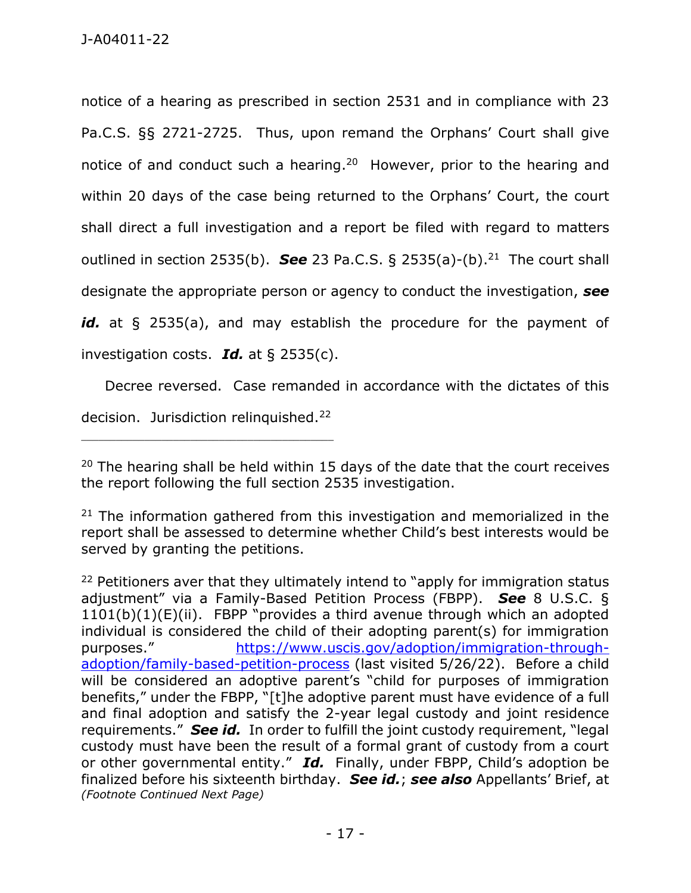notice of a hearing as prescribed in section 2531 and in compliance with 23 Pa.C.S. §§ 2721-2725. Thus, upon remand the Orphans' Court shall give notice of and conduct such a hearing.[20] However, prior to the hearing and within 20 days of the case being returned to the Orphans' Court, the court shall direct a full investigation and a report be filed with regard to matters outlined in section 2535(b). ***See*** 23 Pa.C.S. § 2535(a)-(b).[21] The court shall designate the appropriate person or agency to conduct the investigation, ***see id.*** at § 2535(a), and may establish the procedure for the payment of investigation costs. ***Id.*** at § 2535(c).

Decree reversed. Case remanded in accordance with the dictates of this decision. Jurisdiction relinquished.[22]

---

[20] The hearing shall be held within 15 days of the date that the court receives the report following the full section 2535 investigation.

[21] The information gathered from this investigation and memorialized in the report shall be assessed to determine whether Child's best interests would be served by granting the petitions.

[22] Petitioners aver that they ultimately intend to "apply for immigration status adjustment" via a Family-Based Petition Process (FBPP). ***See*** 8 U.S.C. § 1101(b)(1)(E)(ii). FBPP "provides a third avenue through which an adopted individual is considered the child of their adopting parent(s) for immigration purposes." https://www.uscis.gov/adoption/immigration-through-adoption/family-based-petition-process (last visited 5/26/22). Before a child will be considered an adoptive parent's "child for purposes of immigration benefits," under the FBPP, "[t]he adoptive parent must have evidence of a full and final adoption and satisfy the 2-year legal custody and joint residence requirements." ***See id.*** In order to fulfill the joint custody requirement, "legal custody must have been the result of a formal grant of custody from a court or other governmental entity." ***Id.*** Finally, under FBPP, Child's adoption be finalized before his sixteenth birthday. ***See id.***; ***see also*** Appellants' Brief, at

*(Footnote Continued Next Page)*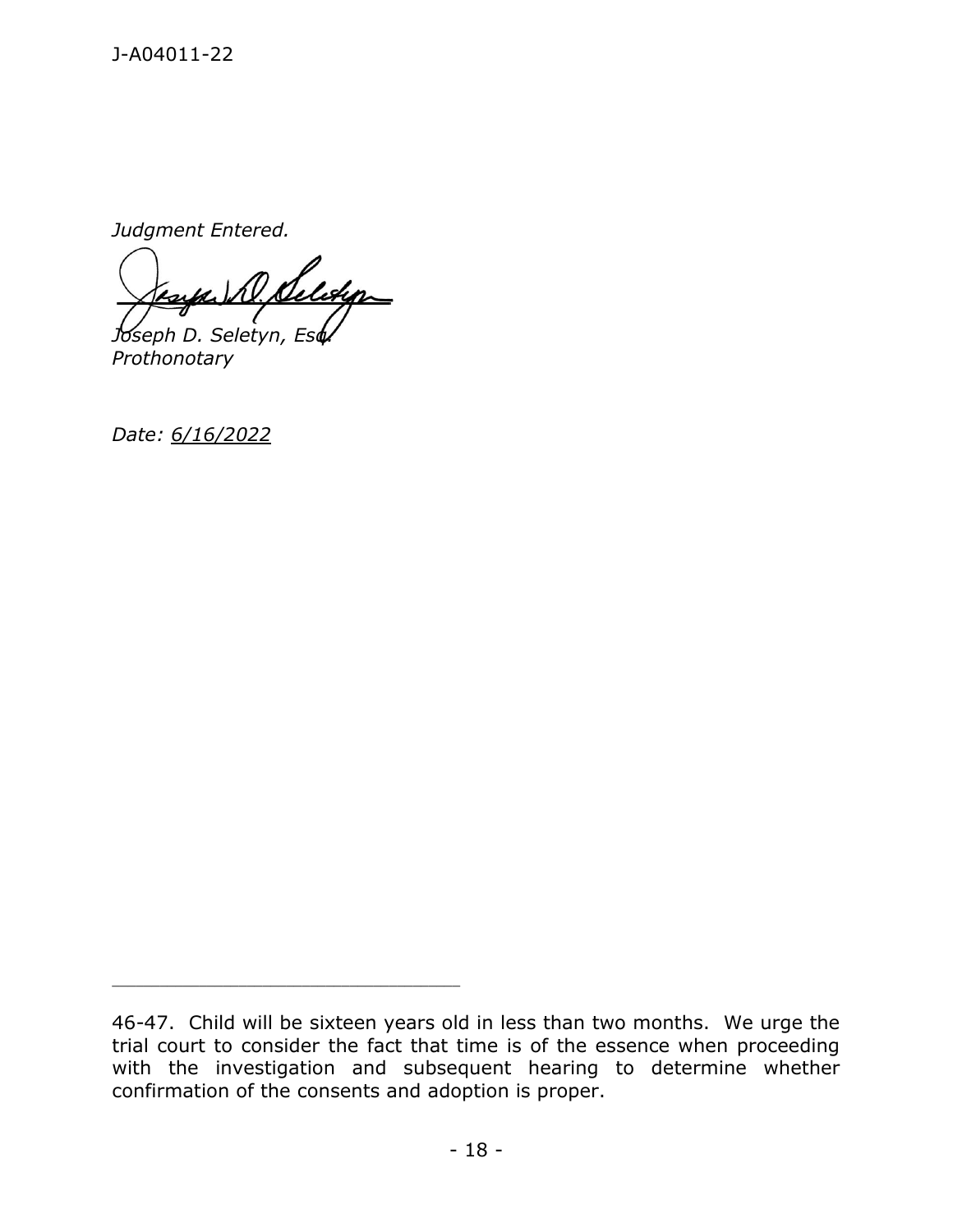*Judgment Entered.*

*Joseph D. Seletyn, Esq.*
*Prothonotary*

*Date: 6/16/2022*

---

46-47. Child will be sixteen years old in less than two months. We urge the trial court to consider the fact that time is of the essence when proceeding with the investigation and subsequent hearing to determine whether confirmation of the consents and adoption is proper.